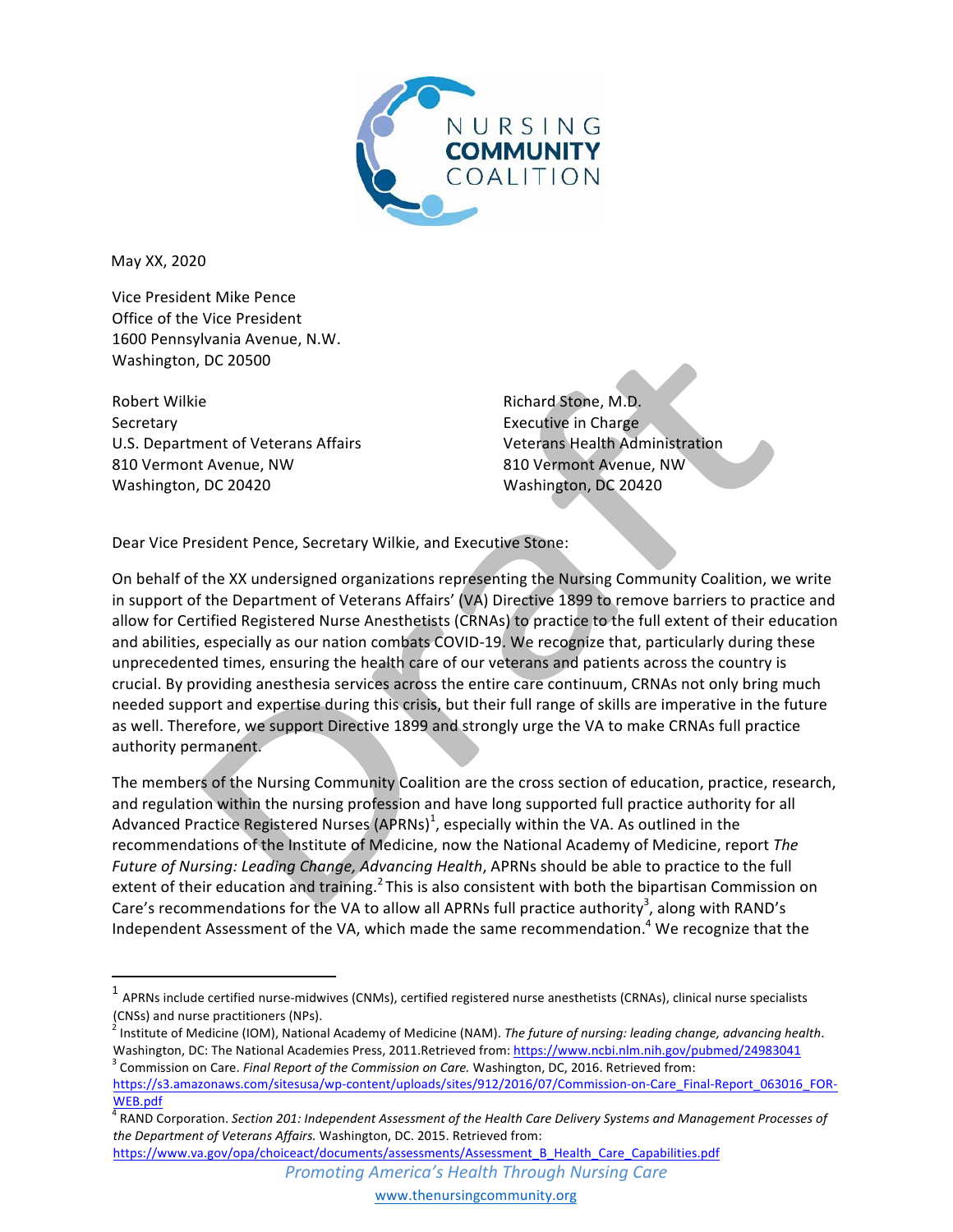NURSING COMMUNITY COALITION

May XX, 2020

Vice President Mike Pence
Office of the Vice President
1600 Pennsylvania Avenue, N.W.
Washington, DC 20500

Robert Wilkie
Secretary
U.S. Department of Veterans Affairs
810 Vermont Avenue, NW
Washington, DC 20420

Richard Stone, M.D.
Executive in Charge
Veterans Health Administration
810 Vermont Avenue, NW
Washington, DC 20420

Dear Vice President Pence, Secretary Wilkie, and Executive Stone:

On behalf of the XX undersigned organizations representing the Nursing Community Coalition, we write in support of the Department of Veterans Affairs' (VA) Directive 1899 to remove barriers to practice and allow for Certified Registered Nurse Anesthetists (CRNAs) to practice to the full extent of their education and abilities, especially as our nation combats COVID-19. We recognize that, particularly during these unprecedented times, ensuring the health care of our veterans and patients across the country is crucial. By providing anesthesia services across the entire care continuum, CRNAs not only bring much needed support and expertise during this crisis, but their full range of skills are imperative in the future as well. Therefore, we support Directive 1899 and strongly urge the VA to make CRNAs full practice authority permanent.

The members of the Nursing Community Coalition are the cross section of education, practice, research, and regulation within the nursing profession and have long supported full practice authority for all Advanced Practice Registered Nurses (APRNs)[1], especially within the VA. As outlined in the recommendations of the Institute of Medicine, now the National Academy of Medicine, report *The Future of Nursing: Leading Change, Advancing Health*, APRNs should be able to practice to the full extent of their education and training.[2] This is also consistent with both the bipartisan Commission on Care's recommendations for the VA to allow all APRNs full practice authority[3], along with RAND's Independent Assessment of the VA, which made the same recommendation.[4] We recognize that the

---

[1] APRNs include certified nurse-midwives (CNMs), certified registered nurse anesthetists (CRNAs), clinical nurse specialists (CNSs) and nurse practitioners (NPs).

[2] Institute of Medicine (IOM), National Academy of Medicine (NAM). *The future of nursing: leading change, advancing health*. Washington, DC: The National Academies Press, 2011.Retrieved from: https://www.ncbi.nlm.nih.gov/pubmed/24983041

[3] Commission on Care. *Final Report of the Commission on Care.* Washington, DC, 2016. Retrieved from: https://s3.amazonaws.com/sitesusa/wp-content/uploads/sites/912/2016/07/Commission-on-Care_Final-Report_063016_FOR-WEB.pdf

[4] RAND Corporation. *Section 201: Independent Assessment of the Health Care Delivery Systems and Management Processes of the Department of Veterans Affairs.* Washington, DC. 2015. Retrieved from: https://www.va.gov/opa/choiceact/documents/assessments/Assessment_B_Health_Care_Capabilities.pdf

*Promoting America's Health Through Nursing Care*

www.thenursingcommunity.org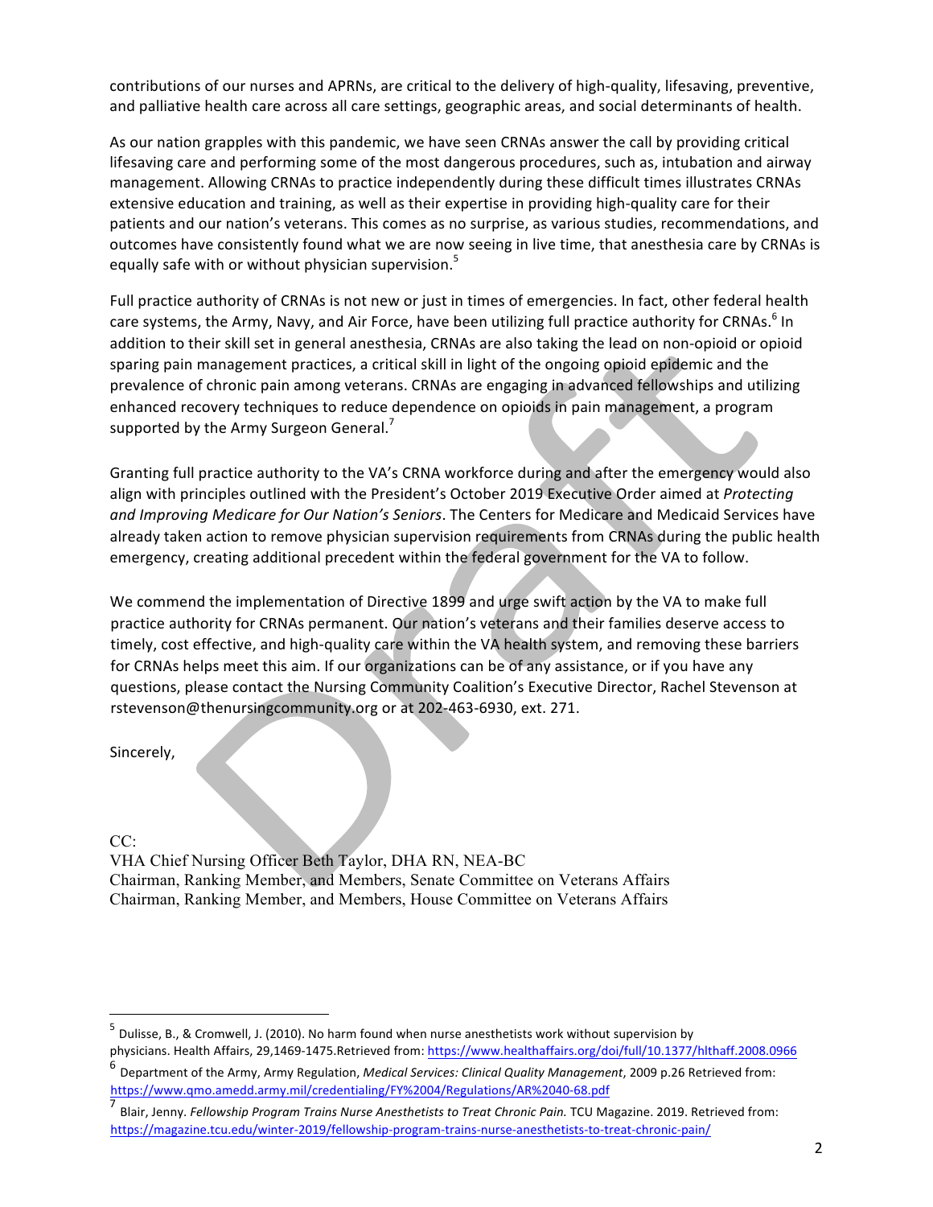contributions of our nurses and APRNs, are critical to the delivery of high-quality, lifesaving, preventive, and palliative health care across all care settings, geographic areas, and social determinants of health.

As our nation grapples with this pandemic, we have seen CRNAs answer the call by providing critical lifesaving care and performing some of the most dangerous procedures, such as, intubation and airway management. Allowing CRNAs to practice independently during these difficult times illustrates CRNAs extensive education and training, as well as their expertise in providing high-quality care for their patients and our nation's veterans. This comes as no surprise, as various studies, recommendations, and outcomes have consistently found what we are now seeing in live time, that anesthesia care by CRNAs is equally safe with or without physician supervision.[5]

Full practice authority of CRNAs is not new or just in times of emergencies. In fact, other federal health care systems, the Army, Navy, and Air Force, have been utilizing full practice authority for CRNAs.[6] In addition to their skill set in general anesthesia, CRNAs are also taking the lead on non-opioid or opioid sparing pain management practices, a critical skill in light of the ongoing opioid epidemic and the prevalence of chronic pain among veterans. CRNAs are engaging in advanced fellowships and utilizing enhanced recovery techniques to reduce dependence on opioids in pain management, a program supported by the Army Surgeon General.[7]

Granting full practice authority to the VA's CRNA workforce during and after the emergency would also align with principles outlined with the President's October 2019 Executive Order aimed at *Protecting and Improving Medicare for Our Nation's Seniors*. The Centers for Medicare and Medicaid Services have already taken action to remove physician supervision requirements from CRNAs during the public health emergency, creating additional precedent within the federal government for the VA to follow.

We commend the implementation of Directive 1899 and urge swift action by the VA to make full practice authority for CRNAs permanent. Our nation's veterans and their families deserve access to timely, cost effective, and high-quality care within the VA health system, and removing these barriers for CRNAs helps meet this aim. If our organizations can be of any assistance, or if you have any questions, please contact the Nursing Community Coalition's Executive Director, Rachel Stevenson at rstevenson@thenursingcommunity.org or at 202-463-6930, ext. 271.

Sincerely,

CC:
VHA Chief Nursing Officer Beth Taylor, DHA RN, NEA-BC
Chairman, Ranking Member, and Members, Senate Committee on Veterans Affairs
Chairman, Ranking Member, and Members, House Committee on Veterans Affairs

---

[5] Dulisse, B., & Cromwell, J. (2010). No harm found when nurse anesthetists work without supervision by physicians. Health Affairs, 29,1469-1475.Retrieved from: https://www.healthaffairs.org/doi/full/10.1377/hlthaff.2008.0966

[6] Department of the Army, Army Regulation, *Medical Services: Clinical Quality Management*, 2009 p.26 Retrieved from: https://www.qmo.amedd.army.mil/credentialing/FY%2004/Regulations/AR%2040-68.pdf

[7] Blair, Jenny. *Fellowship Program Trains Nurse Anesthetists to Treat Chronic Pain.* TCU Magazine. 2019. Retrieved from: https://magazine.tcu.edu/winter-2019/fellowship-program-trains-nurse-anesthetists-to-treat-chronic-pain/